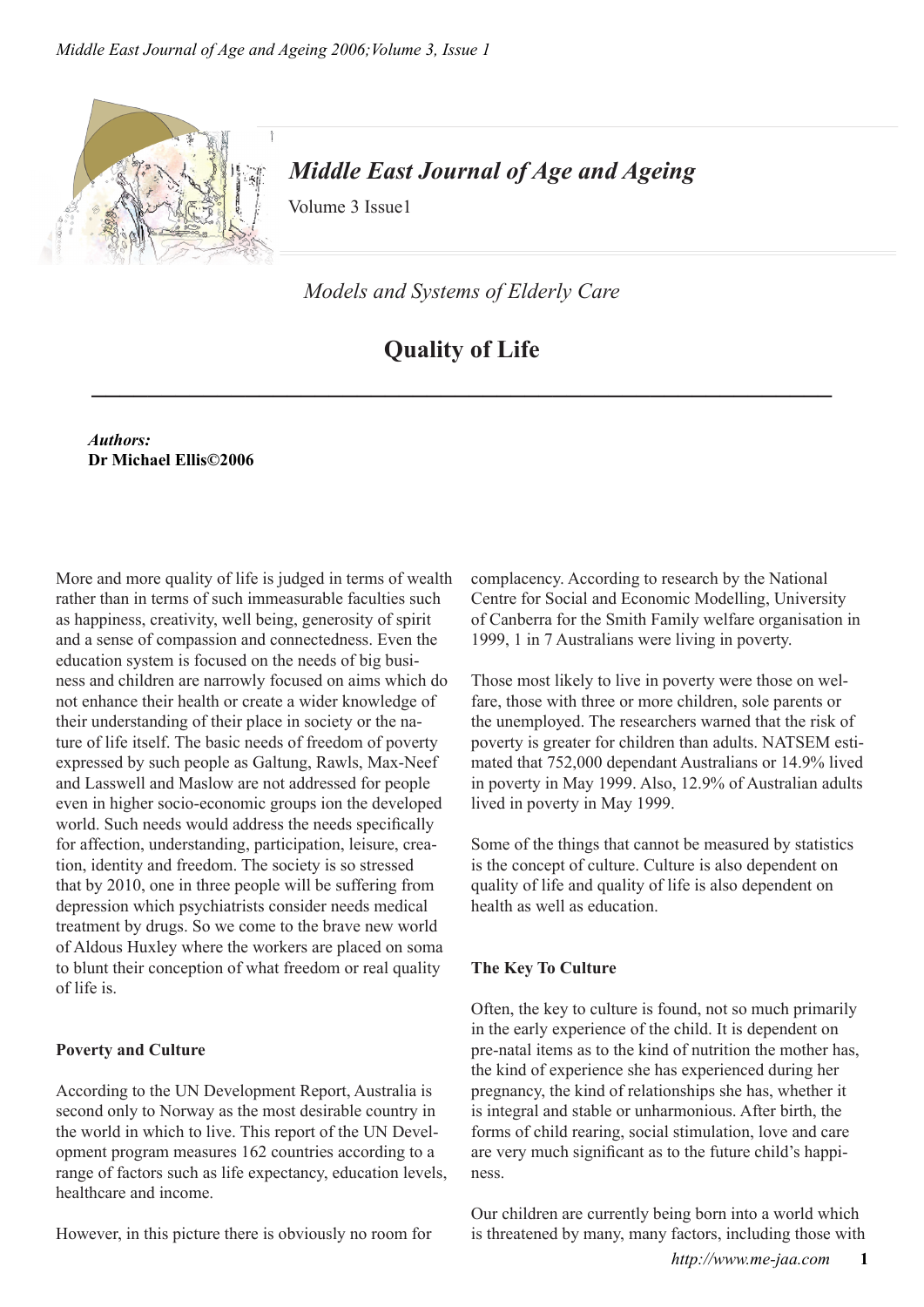# Middle East Journal of Age and Ageing

Volume 3 Issue1

*Models and Systems of Elderly Care*

## Quality of Life

***Authors:***
**Dr Michael Ellis©2006**

More and more quality of life is judged in terms of wealth rather than in terms of such immeasurable faculties such as happiness, creativity, well being, generosity of spirit and a sense of compassion and connectedness. Even the education system is focused on the needs of big business and children are narrowly focused on aims which do not enhance their health or create a wider knowledge of their understanding of their place in society or the nature of life itself. The basic needs of freedom of poverty expressed by such people as Galtung, Rawls, Max-Neef and Lasswell and Maslow are not addressed for people even in higher socio-economic groups ion the developed world. Such needs would address the needs specifically for affection, understanding, participation, leisure, creation, identity and freedom. The society is so stressed that by 2010, one in three people will be suffering from depression which psychiatrists consider needs medical treatment by drugs. So we come to the brave new world of Aldous Huxley where the workers are placed on soma to blunt their conception of what freedom or real quality of life is.

### Poverty and Culture

According to the UN Development Report, Australia is second only to Norway as the most desirable country in the world in which to live. This report of the UN Development program measures 162 countries according to a range of factors such as life expectancy, education levels, healthcare and income.

However, in this picture there is obviously no room for complacency. According to research by the National Centre for Social and Economic Modelling, University of Canberra for the Smith Family welfare organisation in 1999, 1 in 7 Australians were living in poverty.

Those most likely to live in poverty were those on welfare, those with three or more children, sole parents or the unemployed. The researchers warned that the risk of poverty is greater for children than adults. NATSEM estimated that 752,000 dependant Australians or 14.9% lived in poverty in May 1999. Also, 12.9% of Australian adults lived in poverty in May 1999.

Some of the things that cannot be measured by statistics is the concept of culture. Culture is also dependent on quality of life and quality of life is also dependent on health as well as education.

### The Key To Culture

Often, the key to culture is found, not so much primarily in the early experience of the child. It is dependent on pre-natal items as to the kind of nutrition the mother has, the kind of experience she has experienced during her pregnancy, the kind of relationships she has, whether it is integral and stable or unharmonious. After birth, the forms of child rearing, social stimulation, love and care are very much significant as to the future child's happiness.

Our children are currently being born into a world which is threatened by many, many factors, including those with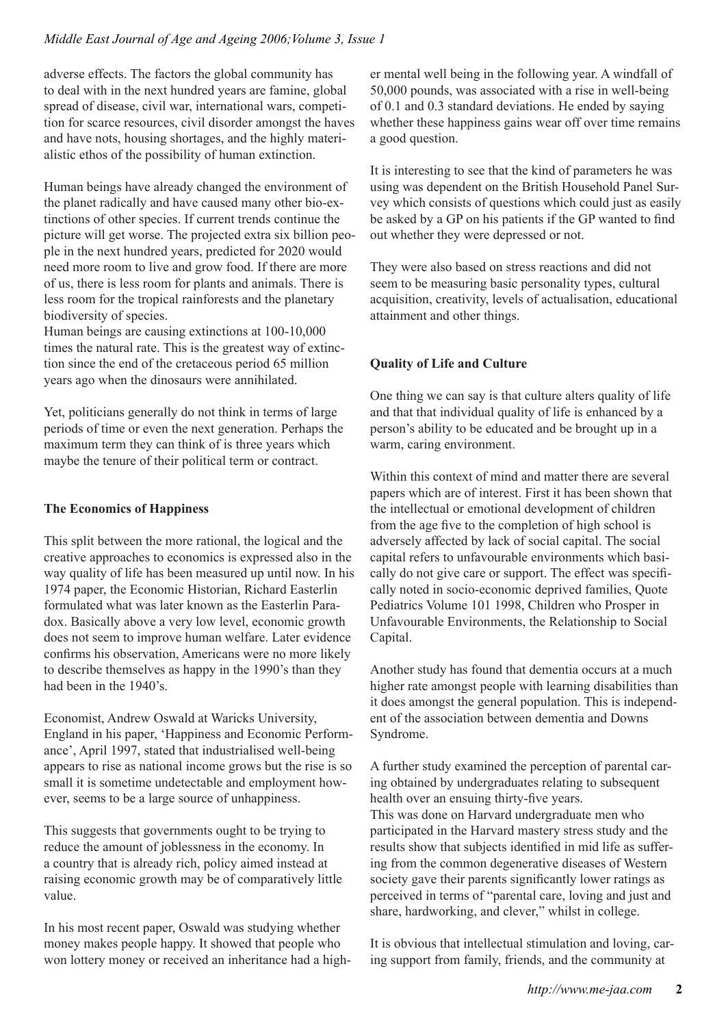adverse effects. The factors the global community has to deal with in the next hundred years are famine, global spread of disease, civil war, international wars, competition for scarce resources, civil disorder amongst the haves and have nots, housing shortages, and the highly materialistic ethos of the possibility of human extinction.

Human beings have already changed the environment of the planet radically and have caused many other bio-extinctions of other species. If current trends continue the picture will get worse. The projected extra six billion people in the next hundred years, predicted for 2020 would need more room to live and grow food. If there are more of us, there is less room for plants and animals. There is less room for the tropical rainforests and the planetary biodiversity of species.

Human beings are causing extinctions at 100-10,000 times the natural rate. This is the greatest way of extinction since the end of the cretaceous period 65 million years ago when the dinosaurs were annihilated.

Yet, politicians generally do not think in terms of large periods of time or even the next generation. Perhaps the maximum term they can think of is three years which maybe the tenure of their political term or contract.

**The Economics of Happiness**

This split between the more rational, the logical and the creative approaches to economics is expressed also in the way quality of life has been measured up until now. In his 1974 paper, the Economic Historian, Richard Easterlin formulated what was later known as the Easterlin Paradox. Basically above a very low level, economic growth does not seem to improve human welfare. Later evidence confirms his observation, Americans were no more likely to describe themselves as happy in the 1990's than they had been in the 1940's.

Economist, Andrew Oswald at Waricks University, England in his paper, 'Happiness and Economic Performance', April 1997, stated that industrialised well-being appears to rise as national income grows but the rise is so small it is sometime undetectable and employment however, seems to be a large source of unhappiness.

This suggests that governments ought to be trying to reduce the amount of joblessness in the economy. In a country that is already rich, policy aimed instead at raising economic growth may be of comparatively little value.

In his most recent paper, Oswald was studying whether money makes people happy. It showed that people who won lottery money or received an inheritance had a higher mental well being in the following year. A windfall of 50,000 pounds, was associated with a rise in well-being of 0.1 and 0.3 standard deviations. He ended by saying whether these happiness gains wear off over time remains a good question.

It is interesting to see that the kind of parameters he was using was dependent on the British Household Panel Survey which consists of questions which could just as easily be asked by a GP on his patients if the GP wanted to find out whether they were depressed or not.

They were also based on stress reactions and did not seem to be measuring basic personality types, cultural acquisition, creativity, levels of actualisation, educational attainment and other things.

**Quality of Life and Culture**

One thing we can say is that culture alters quality of life and that that individual quality of life is enhanced by a person's ability to be educated and be brought up in a warm, caring environment.

Within this context of mind and matter there are several papers which are of interest. First it has been shown that the intellectual or emotional development of children from the age five to the completion of high school is adversely affected by lack of social capital. The social capital refers to unfavourable environments which basically do not give care or support. The effect was specifically noted in socio-economic deprived families, Quote Pediatrics Volume 101 1998, Children who Prosper in Unfavourable Environments, the Relationship to Social Capital.

Another study has found that dementia occurs at a much higher rate amongst people with learning disabilities than it does amongst the general population. This is independent of the association between dementia and Downs Syndrome.

A further study examined the perception of parental caring obtained by undergraduates relating to subsequent health over an ensuing thirty-five years.
This was done on Harvard undergraduate men who participated in the Harvard mastery stress study and the results show that subjects identified in mid life as suffering from the common degenerative diseases of Western society gave their parents significantly lower ratings as perceived in terms of "parental care, loving and just and share, hardworking, and clever," whilst in college.

It is obvious that intellectual stimulation and loving, caring support from family, friends, and the community at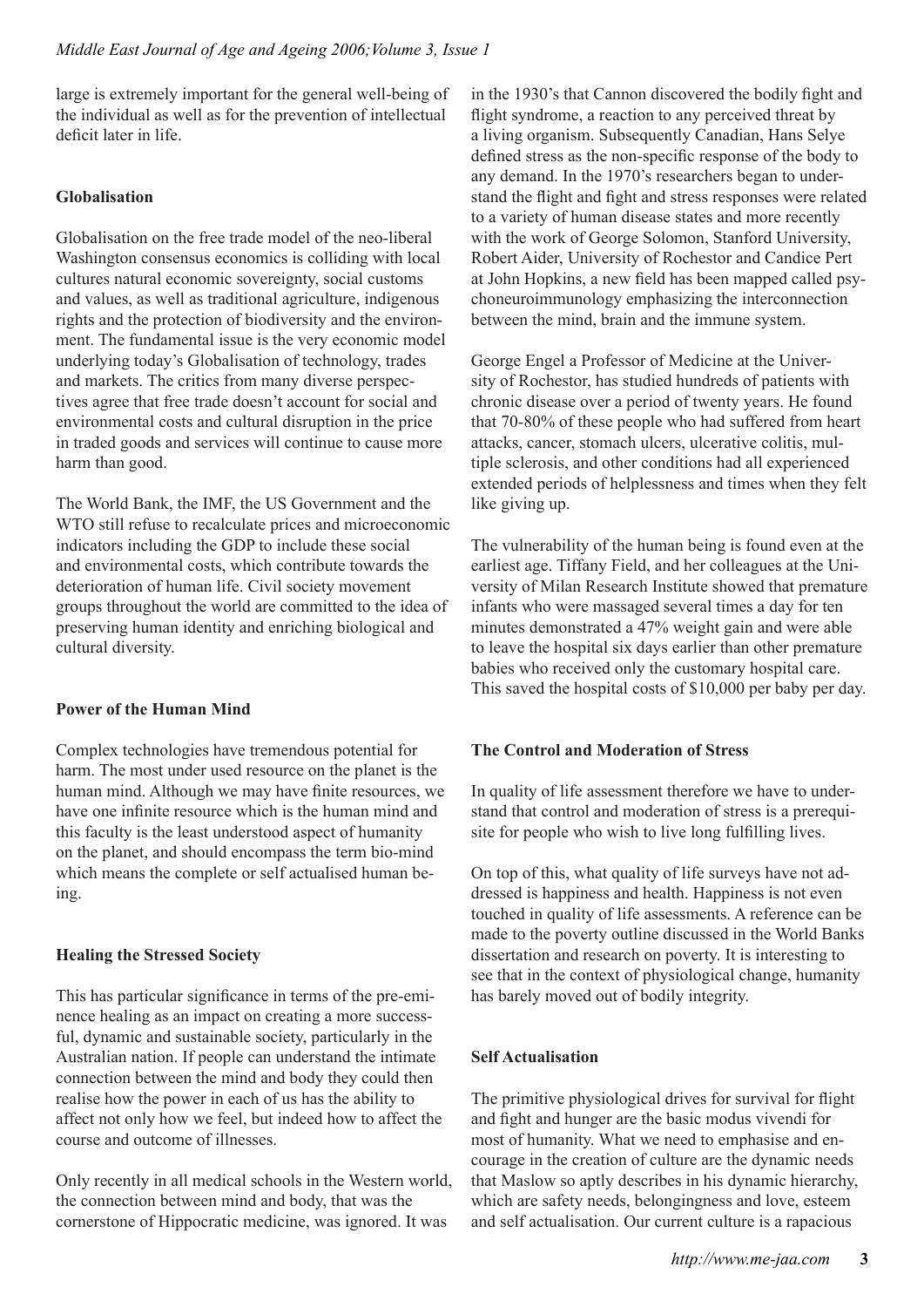large is extremely important for the general well-being of the individual as well as for the prevention of intellectual deficit later in life.

**Globalisation**

Globalisation on the free trade model of the neo-liberal Washington consensus economics is colliding with local cultures natural economic sovereignty, social customs and values, as well as traditional agriculture, indigenous rights and the protection of biodiversity and the environment. The fundamental issue is the very economic model underlying today's Globalisation of technology, trades and markets. The critics from many diverse perspectives agree that free trade doesn't account for social and environmental costs and cultural disruption in the price in traded goods and services will continue to cause more harm than good.

The World Bank, the IMF, the US Government and the WTO still refuse to recalculate prices and microeconomic indicators including the GDP to include these social and environmental costs, which contribute towards the deterioration of human life. Civil society movement groups throughout the world are committed to the idea of preserving human identity and enriching biological and cultural diversity.

**Power of the Human Mind**

Complex technologies have tremendous potential for harm. The most under used resource on the planet is the human mind. Although we may have finite resources, we have one infinite resource which is the human mind and this faculty is the least understood aspect of humanity on the planet, and should encompass the term bio-mind which means the complete or self actualised human being.

**Healing the Stressed Society**

This has particular significance in terms of the pre-eminence healing as an impact on creating a more successful, dynamic and sustainable society, particularly in the Australian nation. If people can understand the intimate connection between the mind and body they could then realise how the power in each of us has the ability to affect not only how we feel, but indeed how to affect the course and outcome of illnesses.

Only recently in all medical schools in the Western world, the connection between mind and body, that was the cornerstone of Hippocratic medicine, was ignored. It was in the 1930's that Cannon discovered the bodily fight and flight syndrome, a reaction to any perceived threat by a living organism. Subsequently Canadian, Hans Selye defined stress as the non-specific response of the body to any demand. In the 1970's researchers began to understand the flight and fight and stress responses were related to a variety of human disease states and more recently with the work of George Solomon, Stanford University, Robert Aider, University of Rochestor and Candice Pert at John Hopkins, a new field has been mapped called psychoneuroimmunology emphasizing the interconnection between the mind, brain and the immune system.

George Engel a Professor of Medicine at the University of Rochestor, has studied hundreds of patients with chronic disease over a period of twenty years. He found that 70-80% of these people who had suffered from heart attacks, cancer, stomach ulcers, ulcerative colitis, multiple sclerosis, and other conditions had all experienced extended periods of helplessness and times when they felt like giving up.

The vulnerability of the human being is found even at the earliest age. Tiffany Field, and her colleagues at the University of Milan Research Institute showed that premature infants who were massaged several times a day for ten minutes demonstrated a 47% weight gain and were able to leave the hospital six days earlier than other premature babies who received only the customary hospital care. This saved the hospital costs of $10,000 per baby per day.

**The Control and Moderation of Stress**

In quality of life assessment therefore we have to understand that control and moderation of stress is a prerequisite for people who wish to live long fulfilling lives.

On top of this, what quality of life surveys have not addressed is happiness and health. Happiness is not even touched in quality of life assessments. A reference can be made to the poverty outline discussed in the World Banks dissertation and research on poverty. It is interesting to see that in the context of physiological change, humanity has barely moved out of bodily integrity.

**Self Actualisation**

The primitive physiological drives for survival for flight and fight and hunger are the basic modus vivendi for most of humanity. What we need to emphasise and encourage in the creation of culture are the dynamic needs that Maslow so aptly describes in his dynamic hierarchy, which are safety needs, belongingness and love, esteem and self actualisation. Our current culture is a rapacious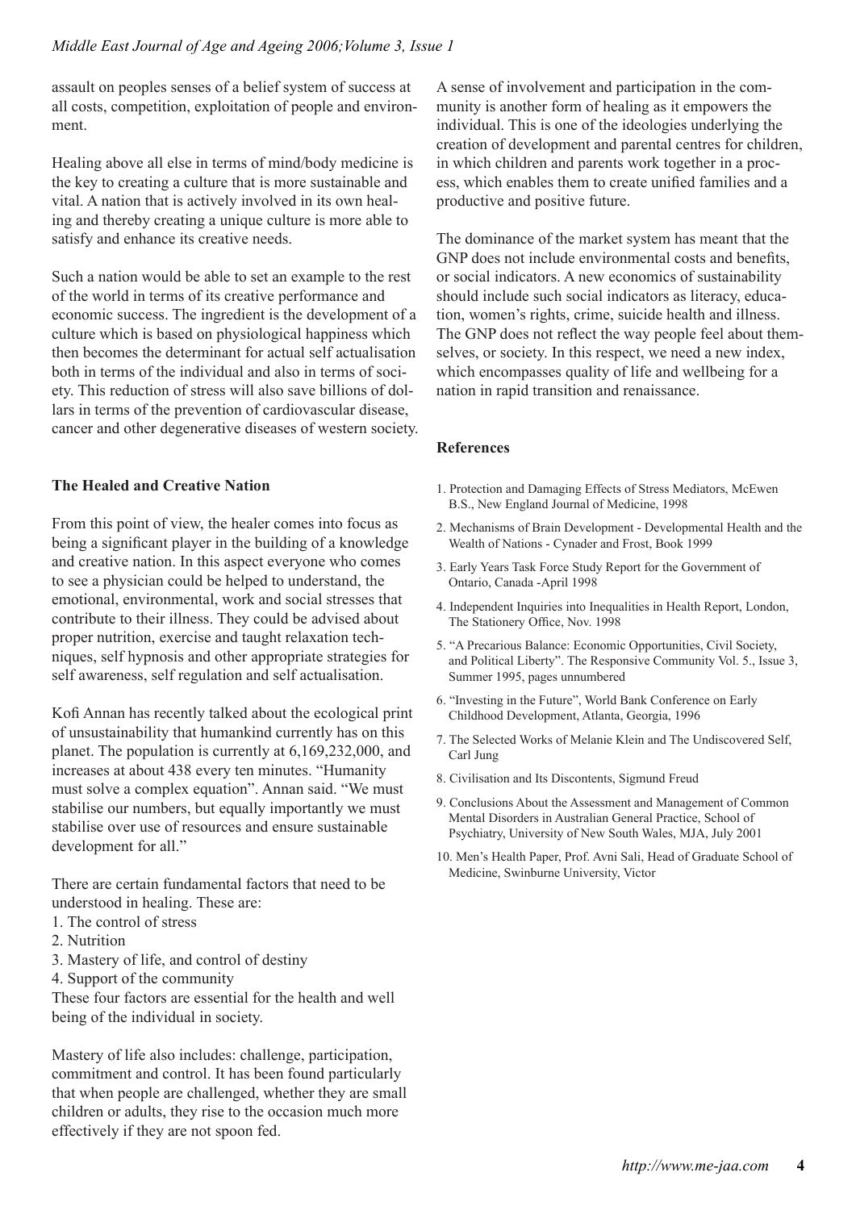assault on peoples senses of a belief system of success at all costs, competition, exploitation of people and environment.

Healing above all else in terms of mind/body medicine is the key to creating a culture that is more sustainable and vital. A nation that is actively involved in its own healing and thereby creating a unique culture is more able to satisfy and enhance its creative needs.

Such a nation would be able to set an example to the rest of the world in terms of its creative performance and economic success. The ingredient is the development of a culture which is based on physiological happiness which then becomes the determinant for actual self actualisation both in terms of the individual and also in terms of society. This reduction of stress will also save billions of dollars in terms of the prevention of cardiovascular disease, cancer and other degenerative diseases of western society.

### The Healed and Creative Nation

From this point of view, the healer comes into focus as being a significant player in the building of a knowledge and creative nation. In this aspect everyone who comes to see a physician could be helped to understand, the emotional, environmental, work and social stresses that contribute to their illness. They could be advised about proper nutrition, exercise and taught relaxation techniques, self hypnosis and other appropriate strategies for self awareness, self regulation and self actualisation.

Kofi Annan has recently talked about the ecological print of unsustainability that humankind currently has on this planet. The population is currently at 6,169,232,000, and increases at about 438 every ten minutes. "Humanity must solve a complex equation". Annan said. "We must stabilise our numbers, but equally importantly we must stabilise over use of resources and ensure sustainable development for all."

There are certain fundamental factors that need to be understood in healing. These are:

1. The control of stress
2. Nutrition
3. Mastery of life, and control of destiny
4. Support of the community

These four factors are essential for the health and well being of the individual in society.

Mastery of life also includes: challenge, participation, commitment and control. It has been found particularly that when people are challenged, whether they are small children or adults, they rise to the occasion much more effectively if they are not spoon fed.

A sense of involvement and participation in the community is another form of healing as it empowers the individual. This is one of the ideologies underlying the creation of development and parental centres for children, in which children and parents work together in a process, which enables them to create unified families and a productive and positive future.

The dominance of the market system has meant that the GNP does not include environmental costs and benefits, or social indicators. A new economics of sustainability should include such social indicators as literacy, education, women's rights, crime, suicide health and illness. The GNP does not reflect the way people feel about themselves, or society. In this respect, we need a new index, which encompasses quality of life and wellbeing for a nation in rapid transition and renaissance.

### References

1. Protection and Damaging Effects of Stress Mediators, McEwen B.S., New England Journal of Medicine, 1998
2. Mechanisms of Brain Development - Developmental Health and the Wealth of Nations - Cynader and Frost, Book 1999
3. Early Years Task Force Study Report for the Government of Ontario, Canada -April 1998
4. Independent Inquiries into Inequalities in Health Report, London, The Stationery Office, Nov. 1998
5. "A Precarious Balance: Economic Opportunities, Civil Society, and Political Liberty". The Responsive Community Vol. 5., Issue 3, Summer 1995, pages unnumbered
6. "Investing in the Future", World Bank Conference on Early Childhood Development, Atlanta, Georgia, 1996
7. The Selected Works of Melanie Klein and The Undiscovered Self, Carl Jung
8. Civilisation and Its Discontents, Sigmund Freud
9. Conclusions About the Assessment and Management of Common Mental Disorders in Australian General Practice, School of Psychiatry, University of New South Wales, MJA, July 2001
10. Men's Health Paper, Prof. Avni Sali, Head of Graduate School of Medicine, Swinburne University, Victor